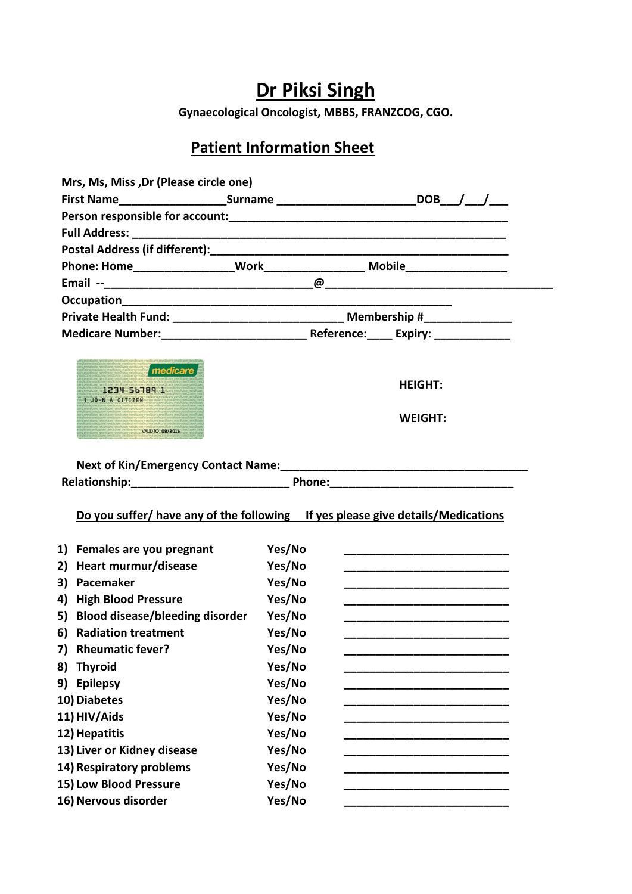# Dr Piksi Singh

**Gynaecological Oncologist, MBBS, FRANZCOG, CGO.**

## Patient Information Sheet

**Mrs, Ms, Miss ,Dr (Please circle one)**

**First Name_________________Surname _____________________DOB___/___/___**

**Person responsible for account:_____________________________________________**

**Full Address: _______________________________________________________________**

**Postal Address (if different):_____________________________________________**

**Phone: Home________________Work________________ Mobile________________**

**Email --________________________________@____________________________________**

**Occupation_________________________________________________________**

**Private Health Fund: ___________________________ Membership #_____________**

**Medicare Number:_______________________ Reference:____ Expiry: ____________**

**HEIGHT:**

**WEIGHT:**

**Next of Kin/Emergency Contact Name:_______________________________________**

**Relationship:_________________________ Phone:_____________________________**

**Do you suffer/ have any of the following If yes please give details/Medications**

| | | |
|---|---|---|
| 1) Females are you pregnant | Yes/No | __________________________ |
| 2) Heart murmur/disease | Yes/No | __________________________ |
| 3) Pacemaker | Yes/No | __________________________ |
| 4) High Blood Pressure | Yes/No | __________________________ |
| 5) Blood disease/bleeding disorder | Yes/No | __________________________ |
| 6) Radiation treatment | Yes/No | __________________________ |
| 7) Rheumatic fever? | Yes/No | __________________________ |
| 8) Thyroid | Yes/No | __________________________ |
| 9) Epilepsy | Yes/No | __________________________ |
| 10) Diabetes | Yes/No | __________________________ |
| 11) HIV/Aids | Yes/No | __________________________ |
| 12) Hepatitis | Yes/No | __________________________ |
| 13) Liver or Kidney disease | Yes/No | __________________________ |
| 14) Respiratory problems | Yes/No | __________________________ |
| 15) Low Blood Pressure | Yes/No | __________________________ |
| 16) Nervous disorder | Yes/No | __________________________ |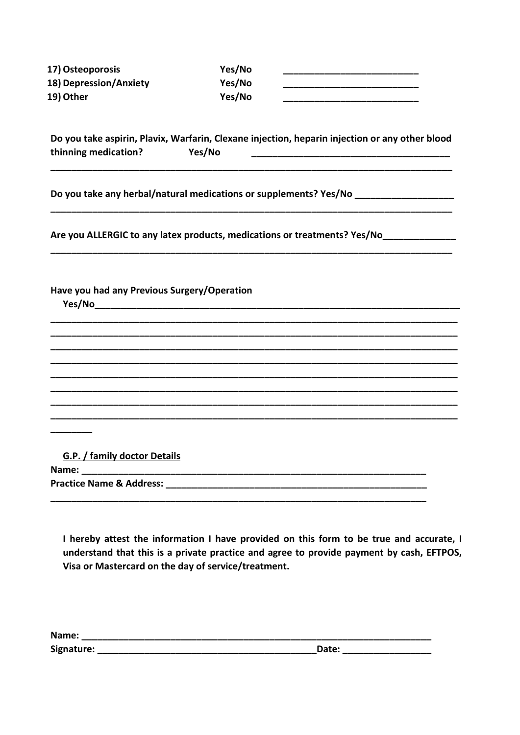**17) Osteoporosis** **Yes/No** ___________________________

**18) Depression/Anxiety** **Yes/No** ___________________________

**19) Other** **Yes/No** ___________________________

**Do you take aspirin, Plavix, Warfarin, Clexane injection, heparin injection or any other blood thinning medication? Yes/No** ______________________________________

________________________________________________________________________________

**Do you take any herbal/natural medications or supplements? Yes/No** ___________________

________________________________________________________________________________

**Are you ALLERGIC to any latex products, medications or treatments? Yes/No**______________

________________________________________________________________________________

**Have you had any Previous Surgery/Operation**

**Yes/No**__________________________________________________________________________

________________________________________________________________________________

________________________________________________________________________________

________________________________________________________________________________

________________________________________________________________________________

________________________________________________________________________________

________________________________________________________________________________

________________________________________________________________________________

________________________________________________________________________________

________

**G.P. / family doctor Details**

**Name:** ______________________________________________________________________

**Practice Name & Address:** ___________________________________________________

______________________________________________________________________________

**I hereby attest the information I have provided on this form to be true and accurate, I understand that this is a private practice and agree to provide payment by cash, EFTPOS, Visa or Mastercard on the day of service/treatment.**

**Name:** ______________________________________________________________________

**Signature:** ___________________________________________**Date:** _________________